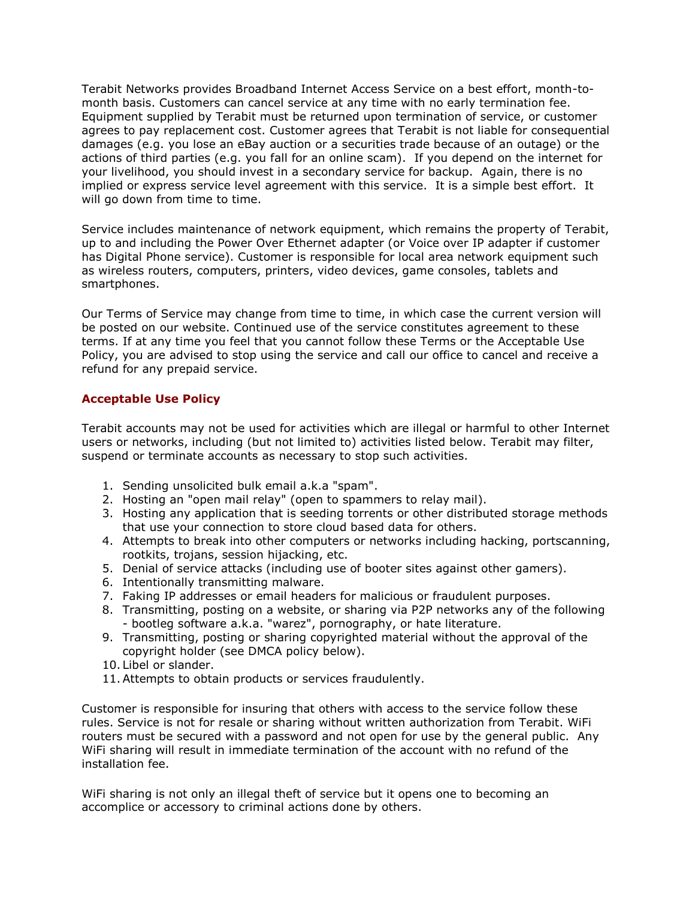Terabit Networks provides Broadband Internet Access Service on a best effort, month-to-month basis. Customers can cancel service at any time with no early termination fee. Equipment supplied by Terabit must be returned upon termination of service, or customer agrees to pay replacement cost. Customer agrees that Terabit is not liable for consequential damages (e.g. you lose an eBay auction or a securities trade because of an outage) or the actions of third parties (e.g. you fall for an online scam). If you depend on the internet for your livelihood, you should invest in a secondary service for backup. Again, there is no implied or express service level agreement with this service. It is a simple best effort. It will go down from time to time.

Service includes maintenance of network equipment, which remains the property of Terabit, up to and including the Power Over Ethernet adapter (or Voice over IP adapter if customer has Digital Phone service). Customer is responsible for local area network equipment such as wireless routers, computers, printers, video devices, game consoles, tablets and smartphones.

Our Terms of Service may change from time to time, in which case the current version will be posted on our website. Continued use of the service constitutes agreement to these terms. If at any time you feel that you cannot follow these Terms or the Acceptable Use Policy, you are advised to stop using the service and call our office to cancel and receive a refund for any prepaid service.

## Acceptable Use Policy

Terabit accounts may not be used for activities which are illegal or harmful to other Internet users or networks, including (but not limited to) activities listed below. Terabit may filter, suspend or terminate accounts as necessary to stop such activities.

1. Sending unsolicited bulk email a.k.a "spam".
2. Hosting an "open mail relay" (open to spammers to relay mail).
3. Hosting any application that is seeding torrents or other distributed storage methods that use your connection to store cloud based data for others.
4. Attempts to break into other computers or networks including hacking, portscanning, rootkits, trojans, session hijacking, etc.
5. Denial of service attacks (including use of booter sites against other gamers).
6. Intentionally transmitting malware.
7. Faking IP addresses or email headers for malicious or fraudulent purposes.
8. Transmitting, posting on a website, or sharing via P2P networks any of the following - bootleg software a.k.a. "warez", pornography, or hate literature.
9. Transmitting, posting or sharing copyrighted material without the approval of the copyright holder (see DMCA policy below).
10. Libel or slander.
11. Attempts to obtain products or services fraudulently.

Customer is responsible for insuring that others with access to the service follow these rules. Service is not for resale or sharing without written authorization from Terabit. WiFi routers must be secured with a password and not open for use by the general public. Any WiFi sharing will result in immediate termination of the account with no refund of the installation fee.

WiFi sharing is not only an illegal theft of service but it opens one to becoming an accomplice or accessory to criminal actions done by others.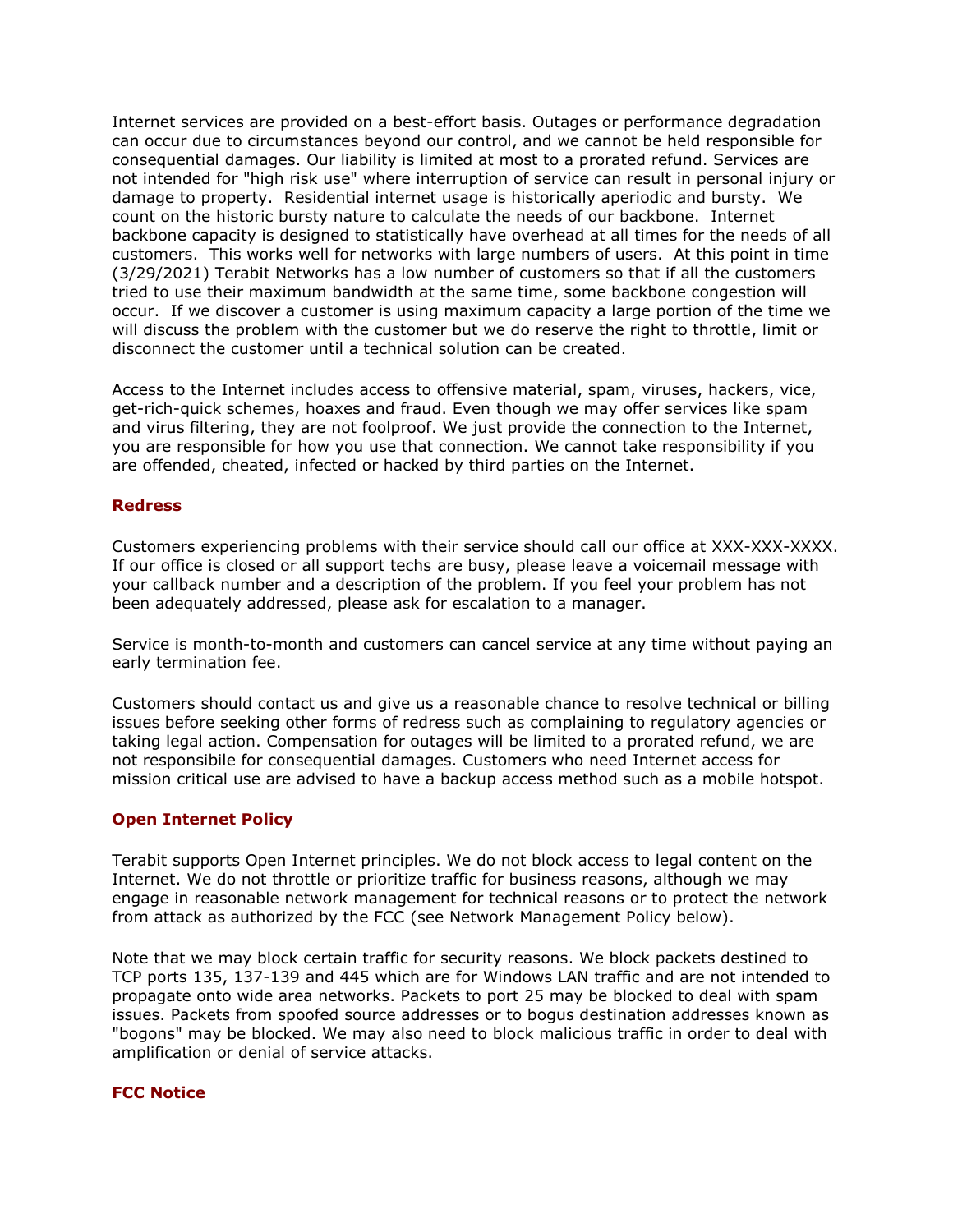Internet services are provided on a best-effort basis. Outages or performance degradation can occur due to circumstances beyond our control, and we cannot be held responsible for consequential damages. Our liability is limited at most to a prorated refund. Services are not intended for "high risk use" where interruption of service can result in personal injury or damage to property. Residential internet usage is historically aperiodic and bursty. We count on the historic bursty nature to calculate the needs of our backbone. Internet backbone capacity is designed to statistically have overhead at all times for the needs of all customers. This works well for networks with large numbers of users. At this point in time (3/29/2021) Terabit Networks has a low number of customers so that if all the customers tried to use their maximum bandwidth at the same time, some backbone congestion will occur. If we discover a customer is using maximum capacity a large portion of the time we will discuss the problem with the customer but we do reserve the right to throttle, limit or disconnect the customer until a technical solution can be created.

Access to the Internet includes access to offensive material, spam, viruses, hackers, vice, get-rich-quick schemes, hoaxes and fraud. Even though we may offer services like spam and virus filtering, they are not foolproof. We just provide the connection to the Internet, you are responsible for how you use that connection. We cannot take responsibility if you are offended, cheated, infected or hacked by third parties on the Internet.

### Redress

Customers experiencing problems with their service should call our office at XXX-XXX-XXXX. If our office is closed or all support techs are busy, please leave a voicemail message with your callback number and a description of the problem. If you feel your problem has not been adequately addressed, please ask for escalation to a manager.

Service is month-to-month and customers can cancel service at any time without paying an early termination fee.

Customers should contact us and give us a reasonable chance to resolve technical or billing issues before seeking other forms of redress such as complaining to regulatory agencies or taking legal action. Compensation for outages will be limited to a prorated refund, we are not responsibile for consequential damages. Customers who need Internet access for mission critical use are advised to have a backup access method such as a mobile hotspot.

### Open Internet Policy

Terabit supports Open Internet principles. We do not block access to legal content on the Internet. We do not throttle or prioritize traffic for business reasons, although we may engage in reasonable network management for technical reasons or to protect the network from attack as authorized by the FCC (see Network Management Policy below).

Note that we may block certain traffic for security reasons. We block packets destined to TCP ports 135, 137-139 and 445 which are for Windows LAN traffic and are not intended to propagate onto wide area networks. Packets to port 25 may be blocked to deal with spam issues. Packets from spoofed source addresses or to bogus destination addresses known as "bogons" may be blocked. We may also need to block malicious traffic in order to deal with amplification or denial of service attacks.

### FCC Notice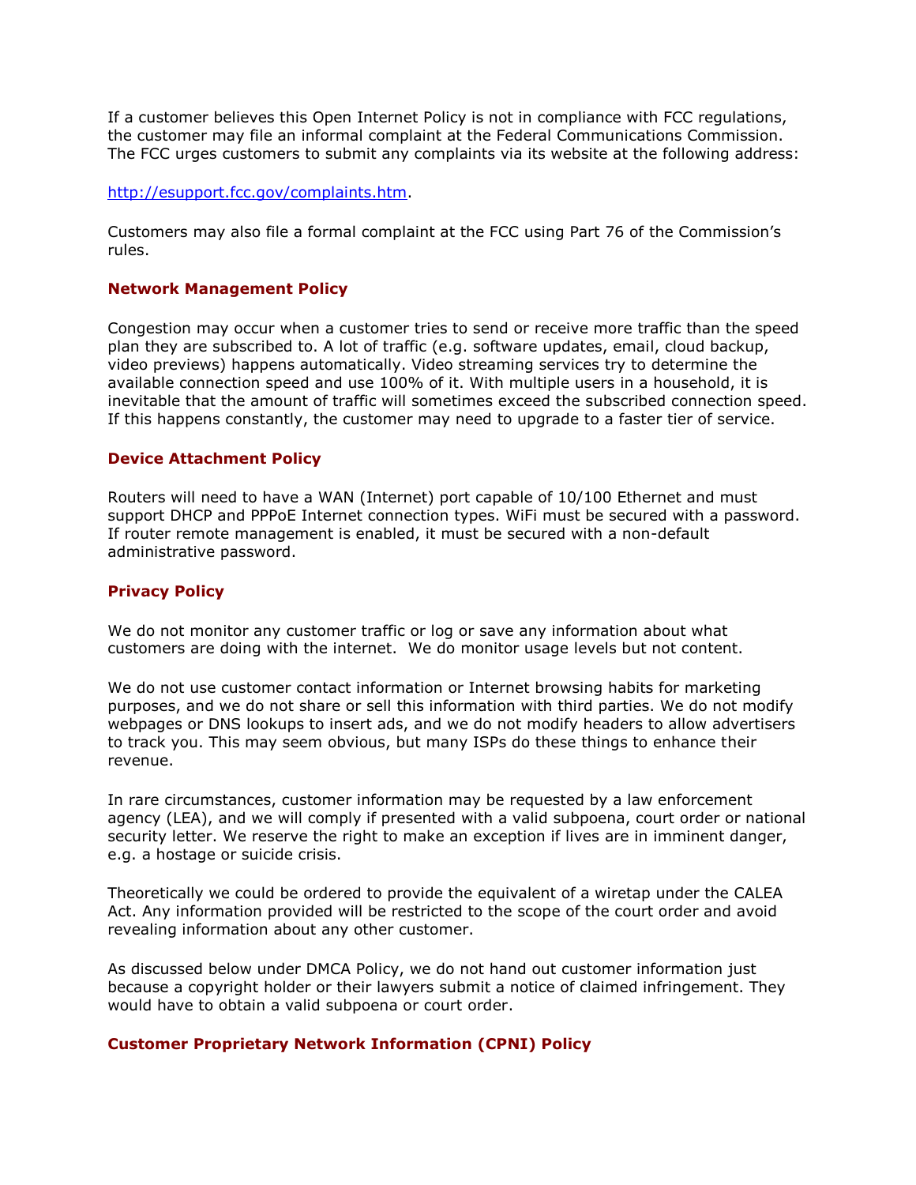If a customer believes this Open Internet Policy is not in compliance with FCC regulations, the customer may file an informal complaint at the Federal Communications Commission. The FCC urges customers to submit any complaints via its website at the following address:

[http://esupport.fcc.gov/complaints.htm](http://esupport.fcc.gov/complaints.htm).

Customers may also file a formal complaint at the FCC using Part 76 of the Commission's rules.

## Network Management Policy

Congestion may occur when a customer tries to send or receive more traffic than the speed plan they are subscribed to. A lot of traffic (e.g. software updates, email, cloud backup, video previews) happens automatically. Video streaming services try to determine the available connection speed and use 100% of it. With multiple users in a household, it is inevitable that the amount of traffic will sometimes exceed the subscribed connection speed. If this happens constantly, the customer may need to upgrade to a faster tier of service.

## Device Attachment Policy

Routers will need to have a WAN (Internet) port capable of 10/100 Ethernet and must support DHCP and PPPoE Internet connection types. WiFi must be secured with a password. If router remote management is enabled, it must be secured with a non-default administrative password.

## Privacy Policy

We do not monitor any customer traffic or log or save any information about what customers are doing with the internet. We do monitor usage levels but not content.

We do not use customer contact information or Internet browsing habits for marketing purposes, and we do not share or sell this information with third parties. We do not modify webpages or DNS lookups to insert ads, and we do not modify headers to allow advertisers to track you. This may seem obvious, but many ISPs do these things to enhance their revenue.

In rare circumstances, customer information may be requested by a law enforcement agency (LEA), and we will comply if presented with a valid subpoena, court order or national security letter. We reserve the right to make an exception if lives are in imminent danger, e.g. a hostage or suicide crisis.

Theoretically we could be ordered to provide the equivalent of a wiretap under the CALEA Act. Any information provided will be restricted to the scope of the court order and avoid revealing information about any other customer.

As discussed below under DMCA Policy, we do not hand out customer information just because a copyright holder or their lawyers submit a notice of claimed infringement. They would have to obtain a valid subpoena or court order.

## Customer Proprietary Network Information (CPNI) Policy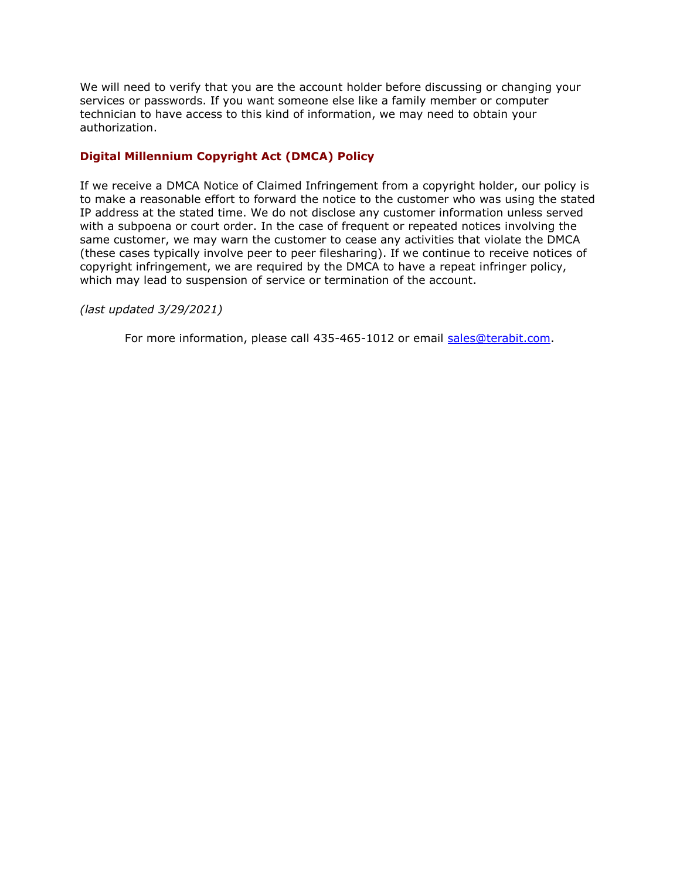We will need to verify that you are the account holder before discussing or changing your services or passwords. If you want someone else like a family member or computer technician to have access to this kind of information, we may need to obtain your authorization.

### Digital Millennium Copyright Act (DMCA) Policy

If we receive a DMCA Notice of Claimed Infringement from a copyright holder, our policy is to make a reasonable effort to forward the notice to the customer who was using the stated IP address at the stated time. We do not disclose any customer information unless served with a subpoena or court order. In the case of frequent or repeated notices involving the same customer, we may warn the customer to cease any activities that violate the DMCA (these cases typically involve peer to peer filesharing). If we continue to receive notices of copyright infringement, we are required by the DMCA to have a repeat infringer policy, which may lead to suspension of service or termination of the account.

*(last updated 3/29/2021)*

For more information, please call 435-465-1012 or email sales@terabit.com.